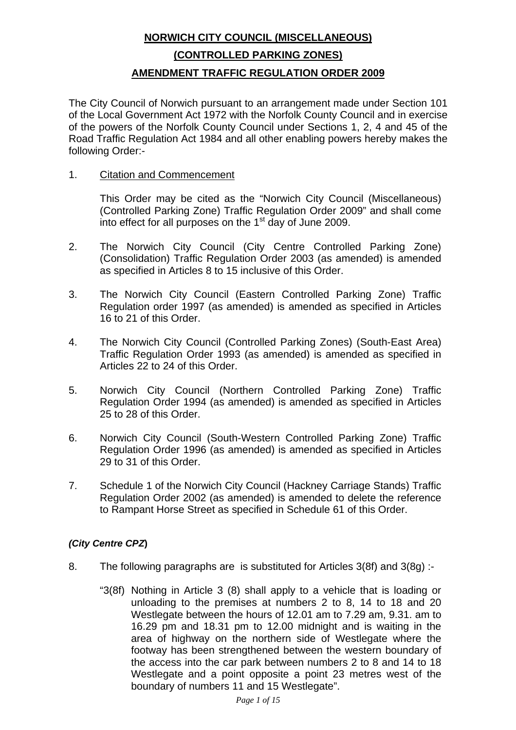# NORWICH CITY COUNCIL (MISCELLANEOUS)

# (CONTROLLED PARKING ZONES)

# AMENDMENT TRAFFIC REGULATION ORDER 2009

The City Council of Norwich pursuant to an arrangement made under Section 101 of the Local Government Act 1972 with the Norfolk County Council and in exercise of the powers of the Norfolk County Council under Sections 1, 2, 4 and 45 of the Road Traffic Regulation Act 1984 and all other enabling powers hereby makes the following Order:-

1. Citation and Commencement

   This Order may be cited as the "Norwich City Council (Miscellaneous) (Controlled Parking Zone) Traffic Regulation Order 2009" and shall come into effect for all purposes on the 1st day of June 2009.

2. The Norwich City Council (City Centre Controlled Parking Zone) (Consolidation) Traffic Regulation Order 2003 (as amended) is amended as specified in Articles 8 to 15 inclusive of this Order.

3. The Norwich City Council (Eastern Controlled Parking Zone) Traffic Regulation order 1997 (as amended) is amended as specified in Articles 16 to 21 of this Order.

4. The Norwich City Council (Controlled Parking Zones) (South-East Area) Traffic Regulation Order 1993 (as amended) is amended as specified in Articles 22 to 24 of this Order.

5. Norwich City Council (Northern Controlled Parking Zone) Traffic Regulation Order 1994 (as amended) is amended as specified in Articles 25 to 28 of this Order.

6. Norwich City Council (South-Western Controlled Parking Zone) Traffic Regulation Order 1996 (as amended) is amended as specified in Articles 29 to 31 of this Order.

7. Schedule 1 of the Norwich City Council (Hackney Carriage Stands) Traffic Regulation Order 2002 (as amended) is amended to delete the reference to Rampant Horse Street as specified in Schedule 61 of this Order.

***(City Centre CPZ)***

8. The following paragraphs are is substituted for Articles 3(8f) and 3(8g) :-

   "3(8f) Nothing in Article 3 (8) shall apply to a vehicle that is loading or unloading to the premises at numbers 2 to 8, 14 to 18 and 20 Westlegate between the hours of 12.01 am to 7.29 am, 9.31. am to 16.29 pm and 18.31 pm to 12.00 midnight and is waiting in the area of highway on the northern side of Westlegate where the footway has been strengthened between the western boundary of the access into the car park between numbers 2 to 8 and 14 to 18 Westlegate and a point opposite a point 23 metres west of the boundary of numbers 11 and 15 Westlegate".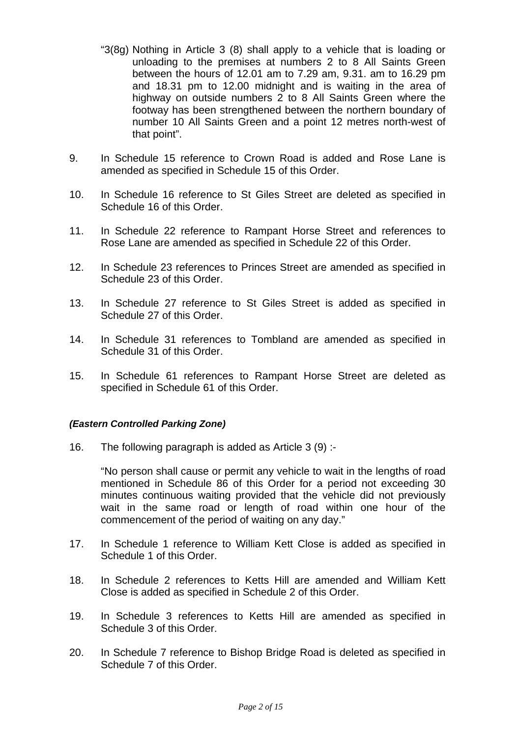"3(8g) Nothing in Article 3 (8) shall apply to a vehicle that is loading or unloading to the premises at numbers 2 to 8 All Saints Green between the hours of 12.01 am to 7.29 am, 9.31. am to 16.29 pm and 18.31 pm to 12.00 midnight and is waiting in the area of highway on outside numbers 2 to 8 All Saints Green where the footway has been strengthened between the northern boundary of number 10 All Saints Green and a point 12 metres north-west of that point".

9. In Schedule 15 reference to Crown Road is added and Rose Lane is amended as specified in Schedule 15 of this Order.

10. In Schedule 16 reference to St Giles Street are deleted as specified in Schedule 16 of this Order.

11. In Schedule 22 reference to Rampant Horse Street and references to Rose Lane are amended as specified in Schedule 22 of this Order.

12. In Schedule 23 references to Princes Street are amended as specified in Schedule 23 of this Order.

13. In Schedule 27 reference to St Giles Street is added as specified in Schedule 27 of this Order.

14. In Schedule 31 references to Tombland are amended as specified in Schedule 31 of this Order.

15. In Schedule 61 references to Rampant Horse Street are deleted as specified in Schedule 61 of this Order.

***(Eastern Controlled Parking Zone)***

16. The following paragraph is added as Article 3 (9) :-

"No person shall cause or permit any vehicle to wait in the lengths of road mentioned in Schedule 86 of this Order for a period not exceeding 30 minutes continuous waiting provided that the vehicle did not previously wait in the same road or length of road within one hour of the commencement of the period of waiting on any day."

17. In Schedule 1 reference to William Kett Close is added as specified in Schedule 1 of this Order.

18. In Schedule 2 references to Ketts Hill are amended and William Kett Close is added as specified in Schedule 2 of this Order.

19. In Schedule 3 references to Ketts Hill are amended as specified in Schedule 3 of this Order.

20. In Schedule 7 reference to Bishop Bridge Road is deleted as specified in Schedule 7 of this Order.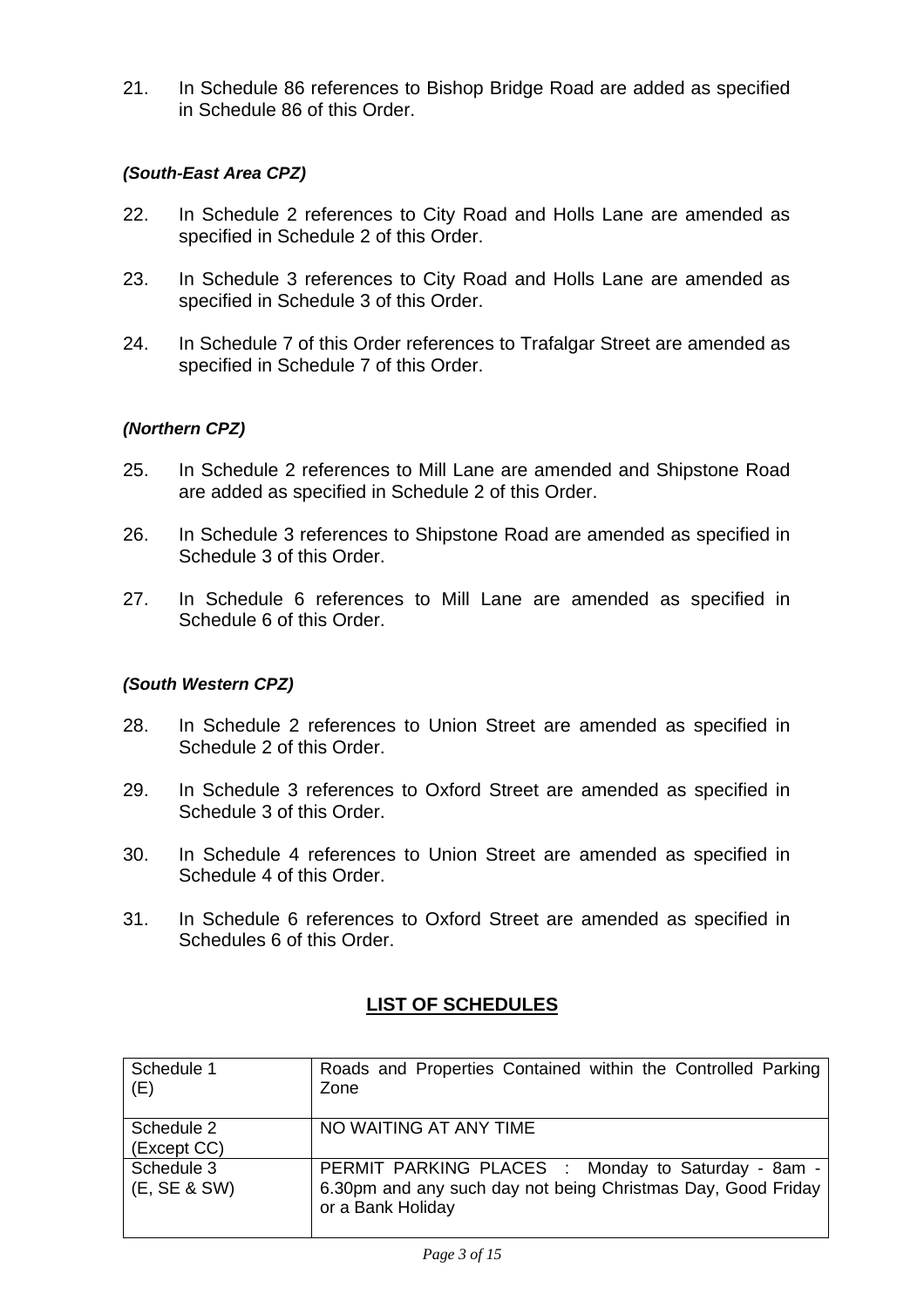21. In Schedule 86 references to Bishop Bridge Road are added as specified in Schedule 86 of this Order.

***(South-East Area CPZ)***

22. In Schedule 2 references to City Road and Holls Lane are amended as specified in Schedule 2 of this Order.

23. In Schedule 3 references to City Road and Holls Lane are amended as specified in Schedule 3 of this Order.

24. In Schedule 7 of this Order references to Trafalgar Street are amended as specified in Schedule 7 of this Order.

***(Northern CPZ)***

25. In Schedule 2 references to Mill Lane are amended and Shipstone Road are added as specified in Schedule 2 of this Order.

26. In Schedule 3 references to Shipstone Road are amended as specified in Schedule 3 of this Order.

27. In Schedule 6 references to Mill Lane are amended as specified in Schedule 6 of this Order.

***(South Western CPZ)***

28. In Schedule 2 references to Union Street are amended as specified in Schedule 2 of this Order.

29. In Schedule 3 references to Oxford Street are amended as specified in Schedule 3 of this Order.

30. In Schedule 4 references to Union Street are amended as specified in Schedule 4 of this Order.

31. In Schedule 6 references to Oxford Street are amended as specified in Schedules 6 of this Order.

## LIST OF SCHEDULES

| | |
|---|---|
| Schedule 1 (E) | Roads and Properties Contained within the Controlled Parking Zone |
| Schedule 2 (Except CC) | NO WAITING AT ANY TIME |
| Schedule 3 (E, SE & SW) | PERMIT PARKING PLACES : Monday to Saturday - 8am - 6.30pm and any such day not being Christmas Day, Good Friday or a Bank Holiday |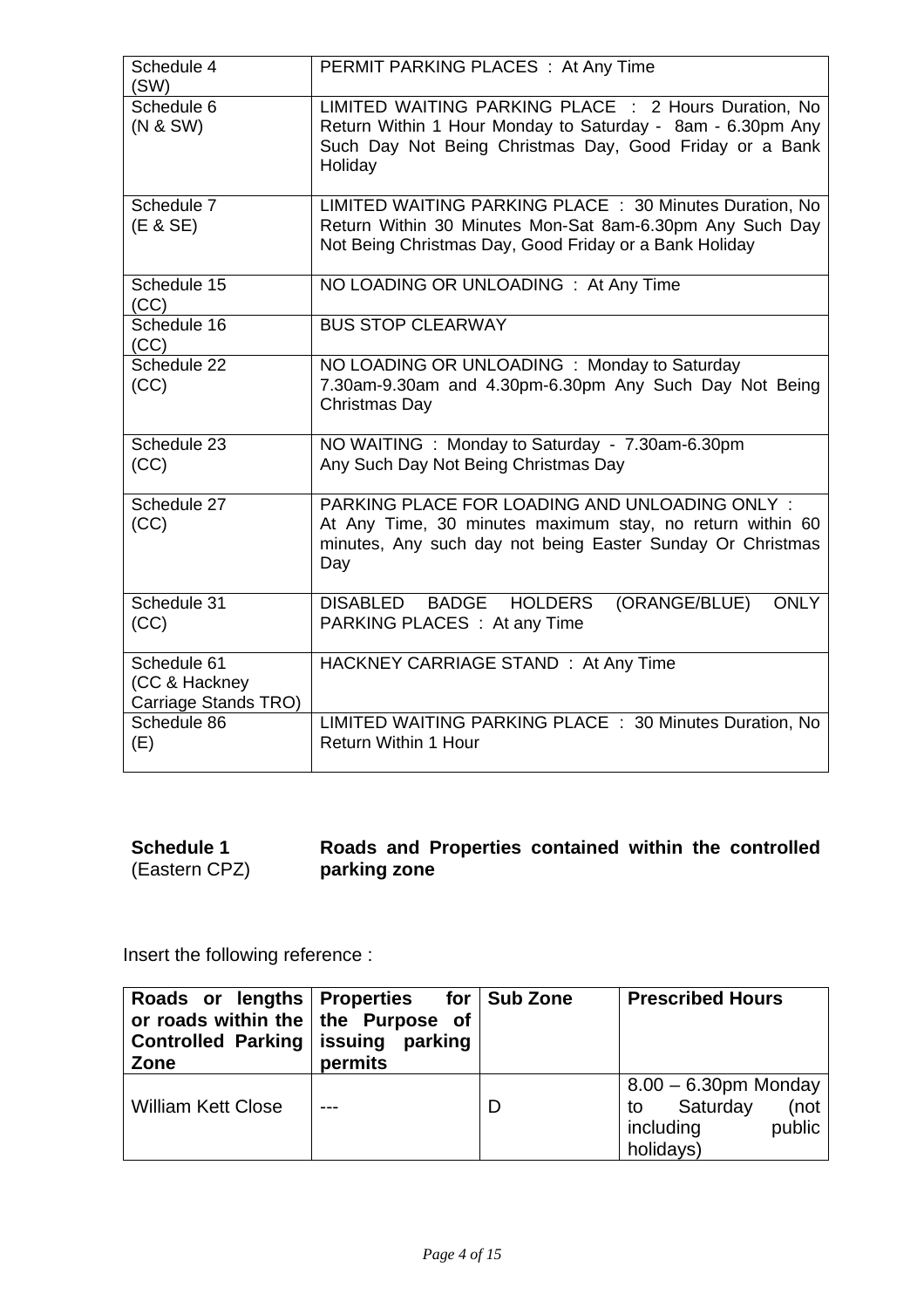| Schedule 4 (SW) | PERMIT PARKING PLACES : At Any Time |
|---|---|
| Schedule 6 (N & SW) | LIMITED WAITING PARKING PLACE : 2 Hours Duration, No Return Within 1 Hour Monday to Saturday - 8am - 6.30pm Any Such Day Not Being Christmas Day, Good Friday or a Bank Holiday |
| Schedule 7 (E & SE) | LIMITED WAITING PARKING PLACE : 30 Minutes Duration, No Return Within 30 Minutes Mon-Sat 8am-6.30pm Any Such Day Not Being Christmas Day, Good Friday or a Bank Holiday |
| Schedule 15 (CC) | NO LOADING OR UNLOADING : At Any Time |
| Schedule 16 (CC) | BUS STOP CLEARWAY |
| Schedule 22 (CC) | NO LOADING OR UNLOADING : Monday to Saturday 7.30am-9.30am and 4.30pm-6.30pm Any Such Day Not Being Christmas Day |
| Schedule 23 (CC) | NO WAITING : Monday to Saturday - 7.30am-6.30pm Any Such Day Not Being Christmas Day |
| Schedule 27 (CC) | PARKING PLACE FOR LOADING AND UNLOADING ONLY : At Any Time, 30 minutes maximum stay, no return within 60 minutes, Any such day not being Easter Sunday Or Christmas Day |
| Schedule 31 (CC) | DISABLED BADGE HOLDERS (ORANGE/BLUE) ONLY PARKING PLACES : At any Time |
| Schedule 61 (CC & Hackney Carriage Stands TRO) | HACKNEY CARRIAGE STAND : At Any Time |
| Schedule 86 (E) | LIMITED WAITING PARKING PLACE : 30 Minutes Duration, No Return Within 1 Hour |

**Schedule 1** (Eastern CPZ) **Roads and Properties contained within the controlled parking zone**

Insert the following reference :

| Roads or lengths or roads within the Controlled Parking Zone | Properties for the Purpose of issuing parking permits | Sub Zone | Prescribed Hours |
|---|---|---|---|
| William Kett Close | --- | D | 8.00 – 6.30pm Monday to Saturday (not including public holidays) |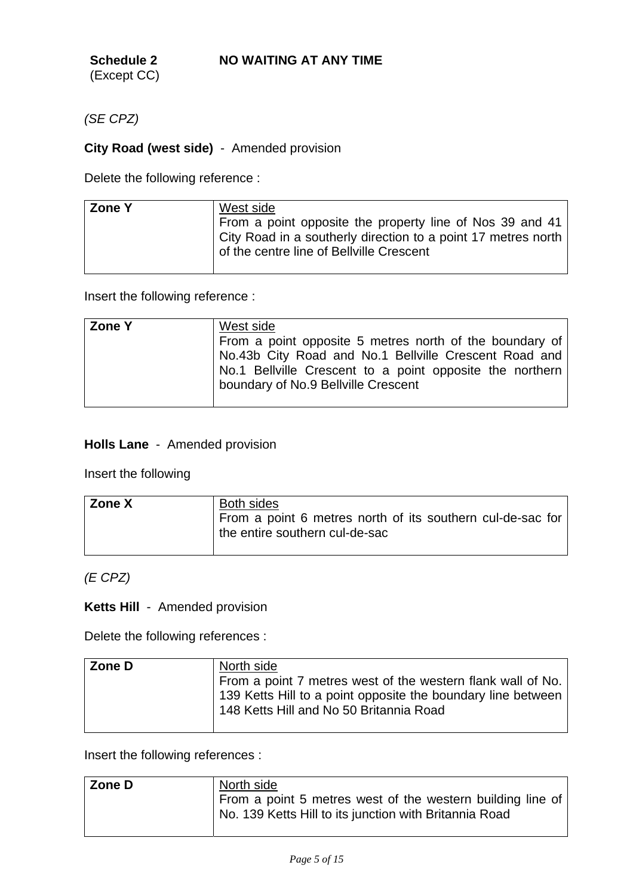**Schedule 2** (Except CC) **NO WAITING AT ANY TIME**

*(SE CPZ)*

**City Road (west side)** - Amended provision

Delete the following reference :

| Zone Y | West side<br>From a point opposite the property line of Nos 39 and 41 City Road in a southerly direction to a point 17 metres north of the centre line of Bellville Crescent |
|---|---|

Insert the following reference :

| Zone Y | West side<br>From a point opposite 5 metres north of the boundary of No.43b City Road and No.1 Bellville Crescent Road and No.1 Bellville Crescent to a point opposite the northern boundary of No.9 Bellville Crescent |
|---|---|

**Holls Lane** - Amended provision

Insert the following

| Zone X | Both sides<br>From a point 6 metres north of its southern cul-de-sac for the entire southern cul-de-sac |
|---|---|

*(E CPZ)*

**Ketts Hill** - Amended provision

Delete the following references :

| Zone D | North side<br>From a point 7 metres west of the western flank wall of No. 139 Ketts Hill to a point opposite the boundary line between 148 Ketts Hill and No 50 Britannia Road |
|---|---|

Insert the following references :

| Zone D | North side<br>From a point 5 metres west of the western building line of No. 139 Ketts Hill to its junction with Britannia Road |
|---|---|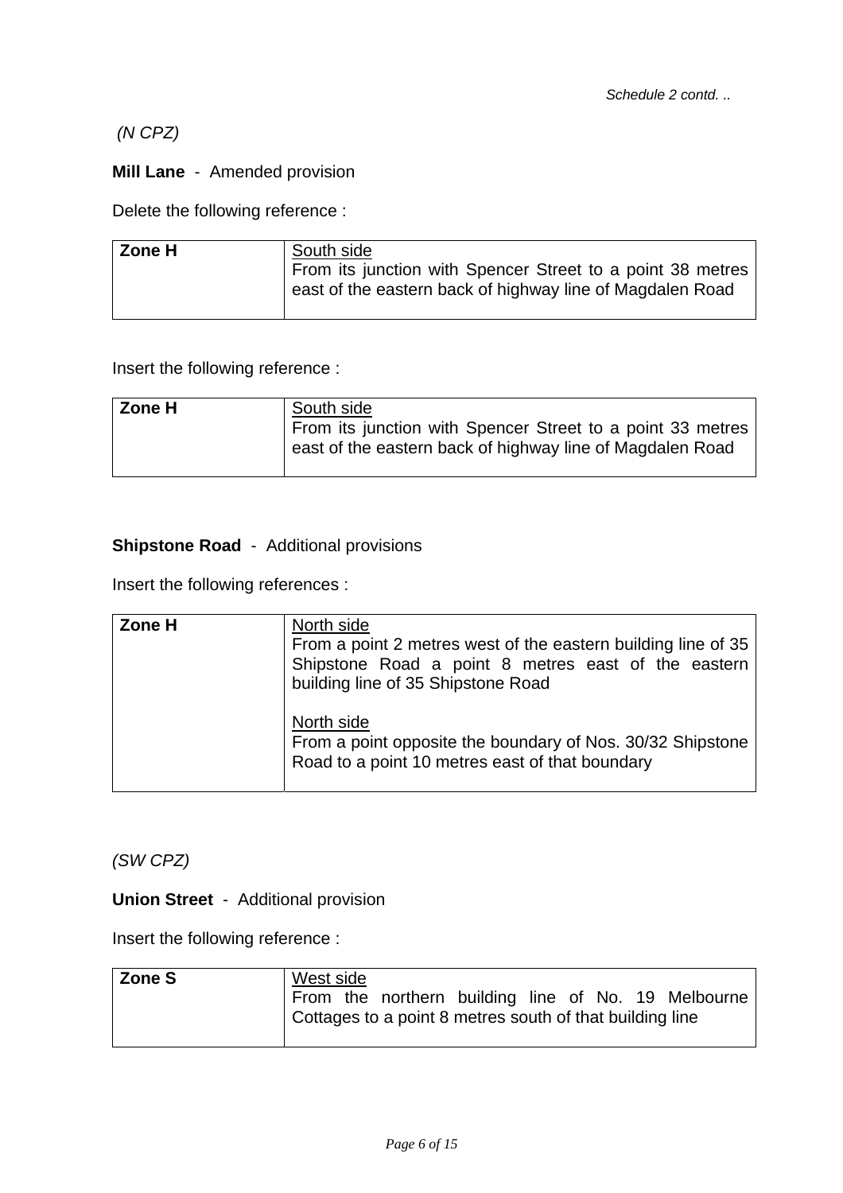*Schedule 2 contd. ..*

*(N CPZ)*

**Mill Lane** - Amended provision

Delete the following reference :

| **Zone H** | South side<br>From its junction with Spencer Street to a point 38 metres east of the eastern back of highway line of Magdalen Road |
|---|---|

Insert the following reference :

| **Zone H** | South side<br>From its junction with Spencer Street to a point 33 metres east of the eastern back of highway line of Magdalen Road |
|---|---|

**Shipstone Road** - Additional provisions

Insert the following references :

| **Zone H** | North side<br>From a point 2 metres west of the eastern building line of 35 Shipstone Road a point 8 metres east of the eastern building line of 35 Shipstone Road<br><br>North side<br>From a point opposite the boundary of Nos. 30/32 Shipstone Road to a point 10 metres east of that boundary |
|---|---|

*(SW CPZ)*

**Union Street** - Additional provision

Insert the following reference :

| **Zone S** | West side<br>From the northern building line of No. 19 Melbourne Cottages to a point 8 metres south of that building line |
|---|---|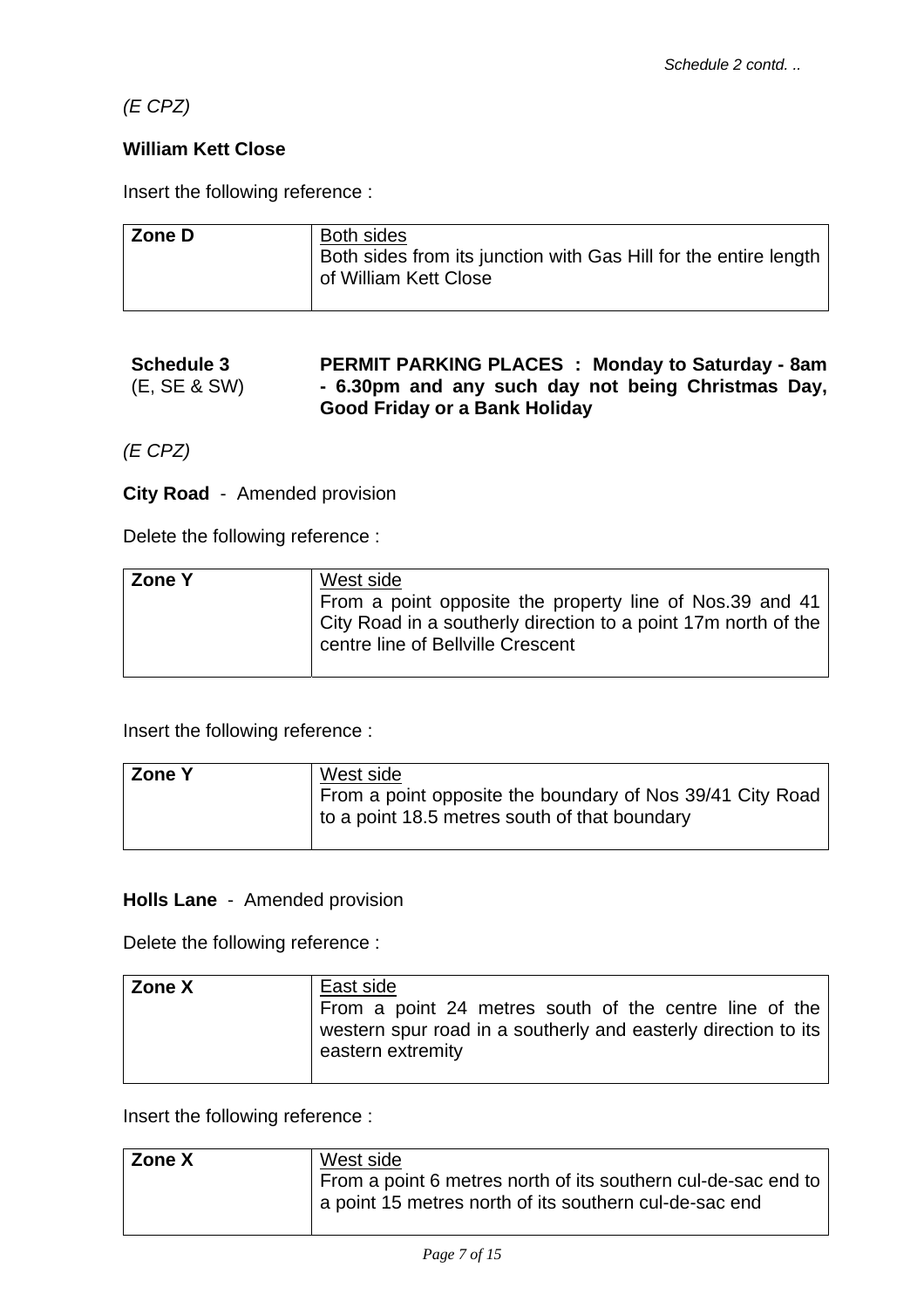*Schedule 2 contd. ..*

*(E CPZ)*

**William Kett Close**

Insert the following reference :

| **Zone D** | Both sides<br>Both sides from its junction with Gas Hill for the entire length of William Kett Close |
|---|---|

**Schedule 3** (E, SE & SW) — **PERMIT PARKING PLACES : Monday to Saturday - 8am - 6.30pm and any such day not being Christmas Day, Good Friday or a Bank Holiday**

*(E CPZ)*

**City Road** - Amended provision

Delete the following reference :

| **Zone Y** | West side<br>From a point opposite the property line of Nos.39 and 41 City Road in a southerly direction to a point 17m north of the centre line of Bellville Crescent |
|---|---|

Insert the following reference :

| **Zone Y** | West side<br>From a point opposite the boundary of Nos 39/41 City Road to a point 18.5 metres south of that boundary |
|---|---|

**Holls Lane** - Amended provision

Delete the following reference :

| **Zone X** | East side<br>From a point 24 metres south of the centre line of the western spur road in a southerly and easterly direction to its eastern extremity |
|---|---|

Insert the following reference :

| **Zone X** | West side<br>From a point 6 metres north of its southern cul-de-sac end to a point 15 metres north of its southern cul-de-sac end |
|---|---|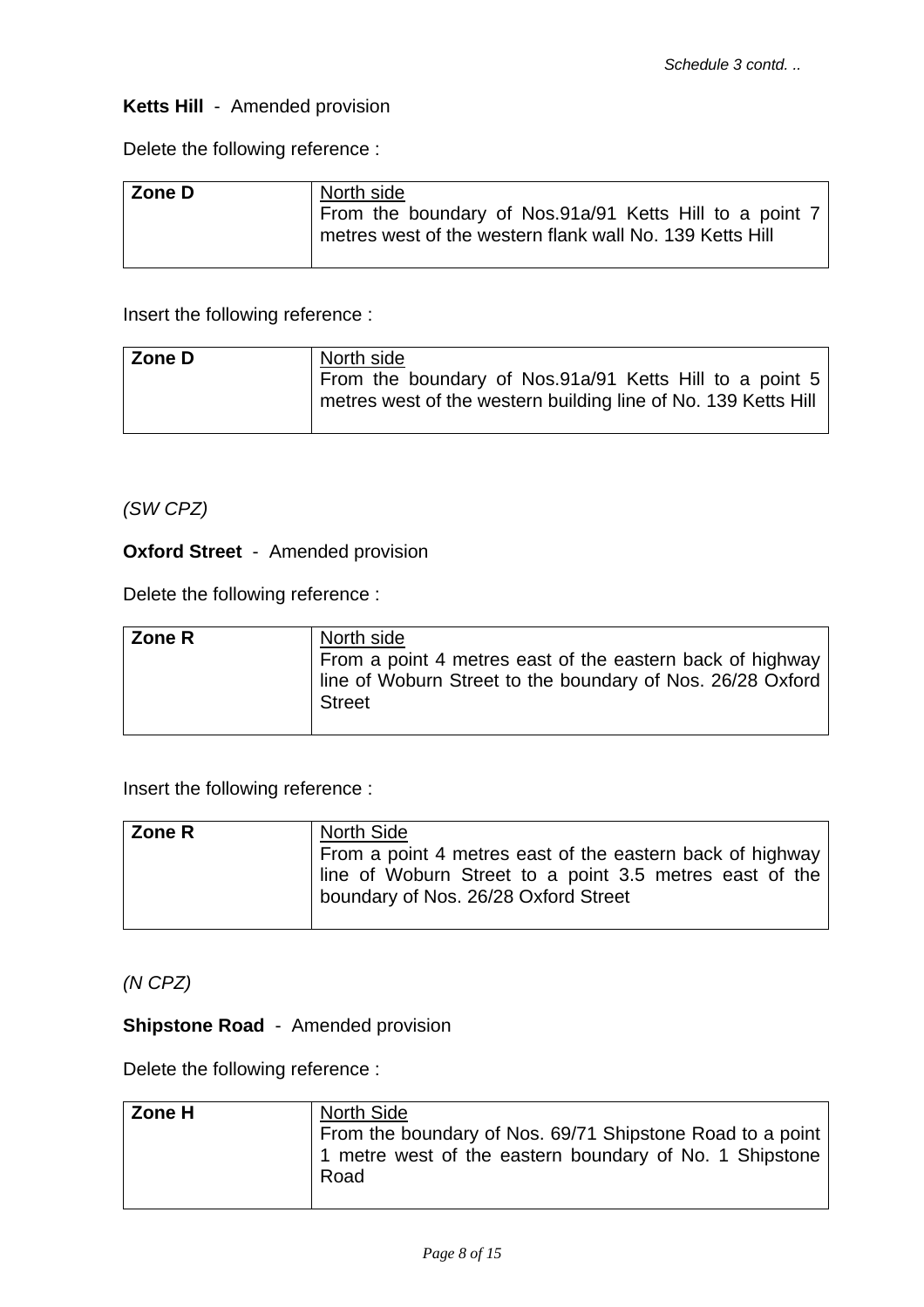*Schedule 3 contd. ..*

**Ketts Hill** - Amended provision

Delete the following reference :

| **Zone D** | North side<br>From the boundary of Nos.91a/91 Ketts Hill to a point 7 metres west of the western flank wall No. 139 Ketts Hill |
|---|---|

Insert the following reference :

| **Zone D** | North side<br>From the boundary of Nos.91a/91 Ketts Hill to a point 5 metres west of the western building line of No. 139 Ketts Hill |
|---|---|

*(SW CPZ)*

**Oxford Street** - Amended provision

Delete the following reference :

| **Zone R** | North side<br>From a point 4 metres east of the eastern back of highway line of Woburn Street to the boundary of Nos. 26/28 Oxford Street |
|---|---|

Insert the following reference :

| **Zone R** | North Side<br>From a point 4 metres east of the eastern back of highway line of Woburn Street to a point 3.5 metres east of the boundary of Nos. 26/28 Oxford Street |
|---|---|

*(N CPZ)*

**Shipstone Road** - Amended provision

Delete the following reference :

| **Zone H** | North Side<br>From the boundary of Nos. 69/71 Shipstone Road to a point 1 metre west of the eastern boundary of No. 1 Shipstone Road |
|---|---|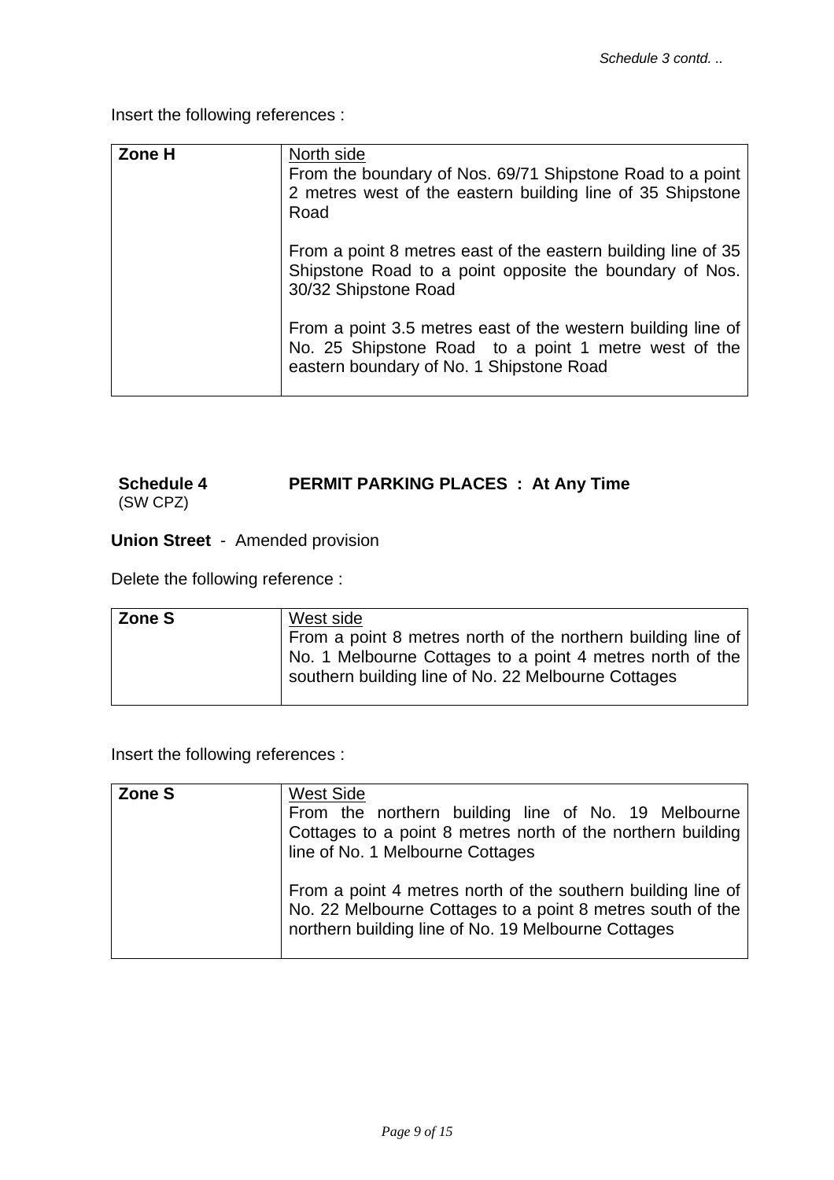*Schedule 3 contd. ..*

Insert the following references :

| Zone H | North side<br>From the boundary of Nos. 69/71 Shipstone Road to a point 2 metres west of the eastern building line of 35 Shipstone Road<br><br>From a point 8 metres east of the eastern building line of 35 Shipstone Road to a point opposite the boundary of Nos. 30/32 Shipstone Road<br><br>From a point 3.5 metres east of the western building line of No. 25 Shipstone Road to a point 1 metre west of the eastern boundary of No. 1 Shipstone Road |
|---|---|

**Schedule 4** (SW CPZ) **PERMIT PARKING PLACES : At Any Time**

**Union Street** - Amended provision

Delete the following reference :

| Zone S | West side<br>From a point 8 metres north of the northern building line of No. 1 Melbourne Cottages to a point 4 metres north of the southern building line of No. 22 Melbourne Cottages |
|---|---|

Insert the following references :

| Zone S | West Side<br>From the northern building line of No. 19 Melbourne Cottages to a point 8 metres north of the northern building line of No. 1 Melbourne Cottages<br><br>From a point 4 metres north of the southern building line of No. 22 Melbourne Cottages to a point 8 metres south of the northern building line of No. 19 Melbourne Cottages |
|---|---|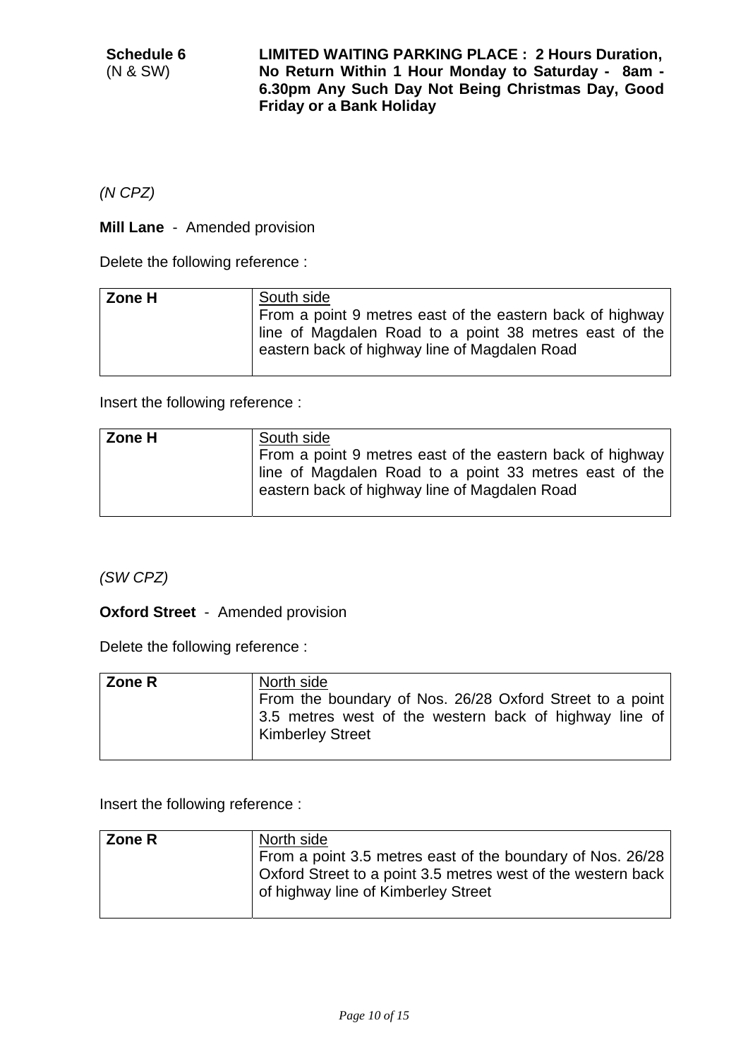**Schedule 6** (N & SW)

**LIMITED WAITING PARKING PLACE : 2 Hours Duration, No Return Within 1 Hour Monday to Saturday - 8am - 6.30pm Any Such Day Not Being Christmas Day, Good Friday or a Bank Holiday**

*(N CPZ)*

**Mill Lane** - Amended provision

Delete the following reference :

| **Zone H** | South side<br>From a point 9 metres east of the eastern back of highway line of Magdalen Road to a point 38 metres east of the eastern back of highway line of Magdalen Road |
|---|---|

Insert the following reference :

| **Zone H** | South side<br>From a point 9 metres east of the eastern back of highway line of Magdalen Road to a point 33 metres east of the eastern back of highway line of Magdalen Road |
|---|---|

*(SW CPZ)*

**Oxford Street** - Amended provision

Delete the following reference :

| **Zone R** | North side<br>From the boundary of Nos. 26/28 Oxford Street to a point 3.5 metres west of the western back of highway line of Kimberley Street |
|---|---|

Insert the following reference :

| **Zone R** | North side<br>From a point 3.5 metres east of the boundary of Nos. 26/28 Oxford Street to a point 3.5 metres west of the western back of highway line of Kimberley Street |
|---|---|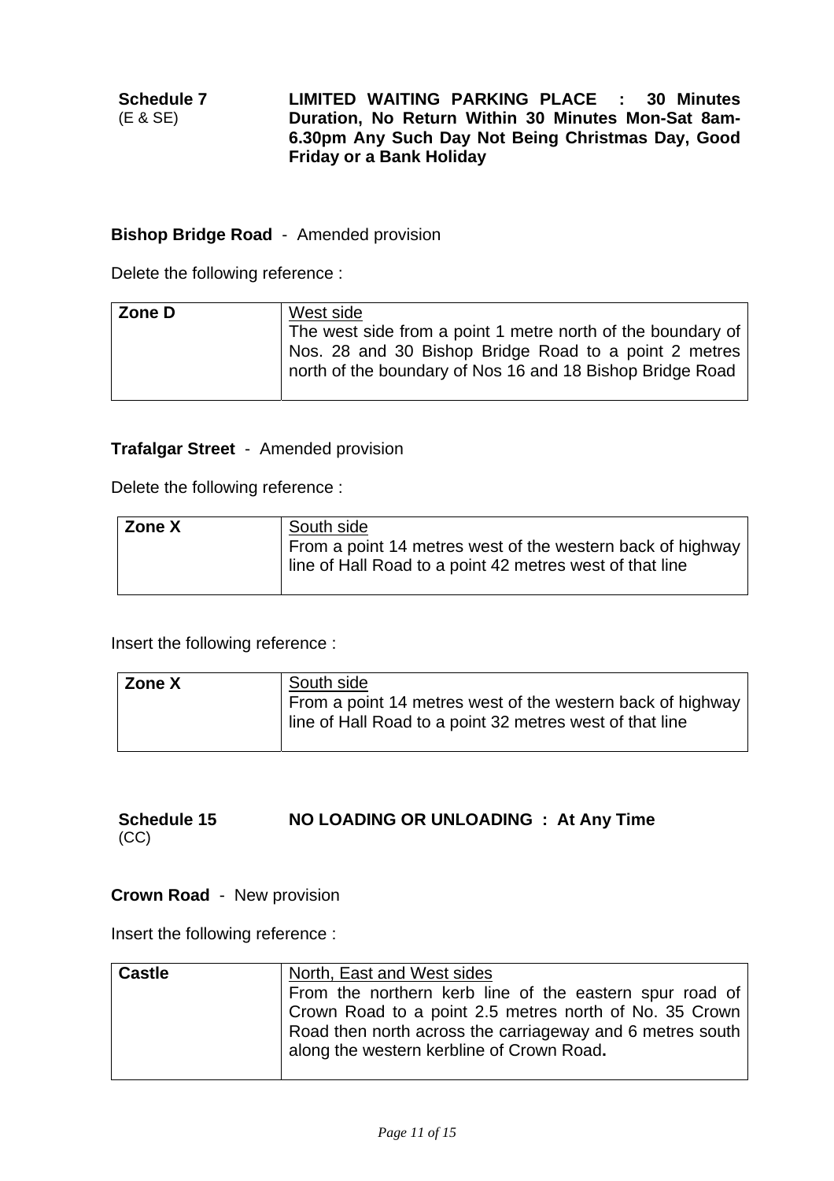**Schedule 7** (E & SE) **LIMITED WAITING PARKING PLACE : 30 Minutes Duration, No Return Within 30 Minutes Mon-Sat 8am-6.30pm Any Such Day Not Being Christmas Day, Good Friday or a Bank Holiday**

**Bishop Bridge Road** - Amended provision

Delete the following reference :

| **Zone D** | West side<br>The west side from a point 1 metre north of the boundary of Nos. 28 and 30 Bishop Bridge Road to a point 2 metres north of the boundary of Nos 16 and 18 Bishop Bridge Road |
|---|---|

**Trafalgar Street** - Amended provision

Delete the following reference :

| **Zone X** | South side<br>From a point 14 metres west of the western back of highway line of Hall Road to a point 42 metres west of that line |
|---|---|

Insert the following reference :

| **Zone X** | South side<br>From a point 14 metres west of the western back of highway line of Hall Road to a point 32 metres west of that line |
|---|---|

**Schedule 15** (CC) **NO LOADING OR UNLOADING : At Any Time**

**Crown Road** - New provision

Insert the following reference :

| **Castle** | North, East and West sides<br>From the northern kerb line of the eastern spur road of Crown Road to a point 2.5 metres north of No. 35 Crown Road then north across the carriageway and 6 metres south along the western kerbline of Crown Road**.** |
|---|---|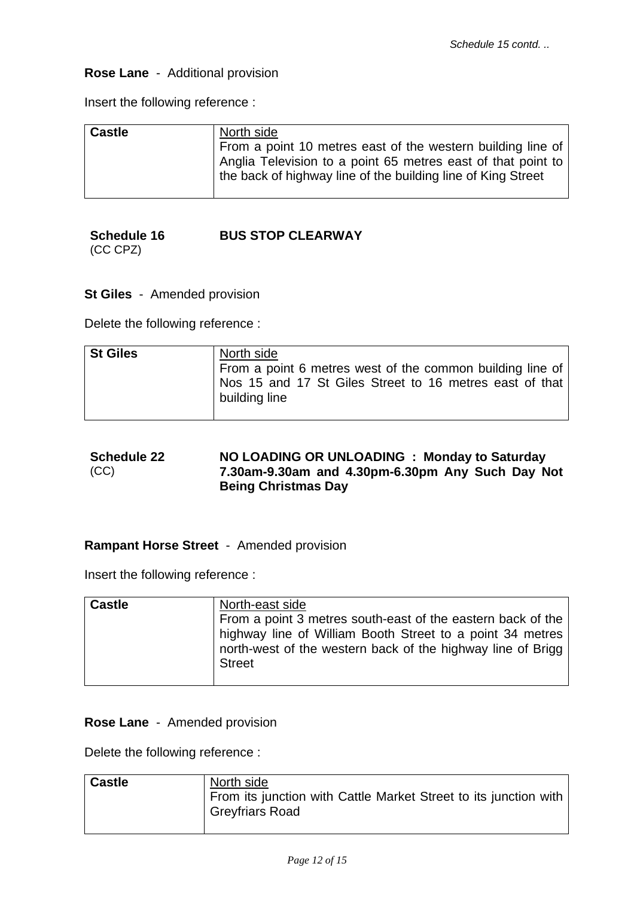*Schedule 15 contd. ..*

**Rose Lane** - Additional provision

Insert the following reference :

| **Castle** | <u>North side</u> From a point 10 metres east of the western building line of Anglia Television to a point 65 metres east of that point to the back of highway line of the building line of King Street |
|---|---|

**Schedule 16** (CC CPZ) **BUS STOP CLEARWAY**

**St Giles** - Amended provision

Delete the following reference :

| **St Giles** | <u>North side</u> From a point 6 metres west of the common building line of Nos 15 and 17 St Giles Street to 16 metres east of that building line |
|---|---|

**Schedule 22** (CC) **NO LOADING OR UNLOADING : Monday to Saturday 7.30am-9.30am and 4.30pm-6.30pm Any Such Day Not Being Christmas Day**

**Rampant Horse Street** - Amended provision

Insert the following reference :

| **Castle** | <u>North-east side</u> From a point 3 metres south-east of the eastern back of the highway line of William Booth Street to a point 34 metres north-west of the western back of the highway line of Brigg Street |
|---|---|

**Rose Lane** - Amended provision

Delete the following reference :

| **Castle** | <u>North side</u> From its junction with Cattle Market Street to its junction with Greyfriars Road |
|---|---|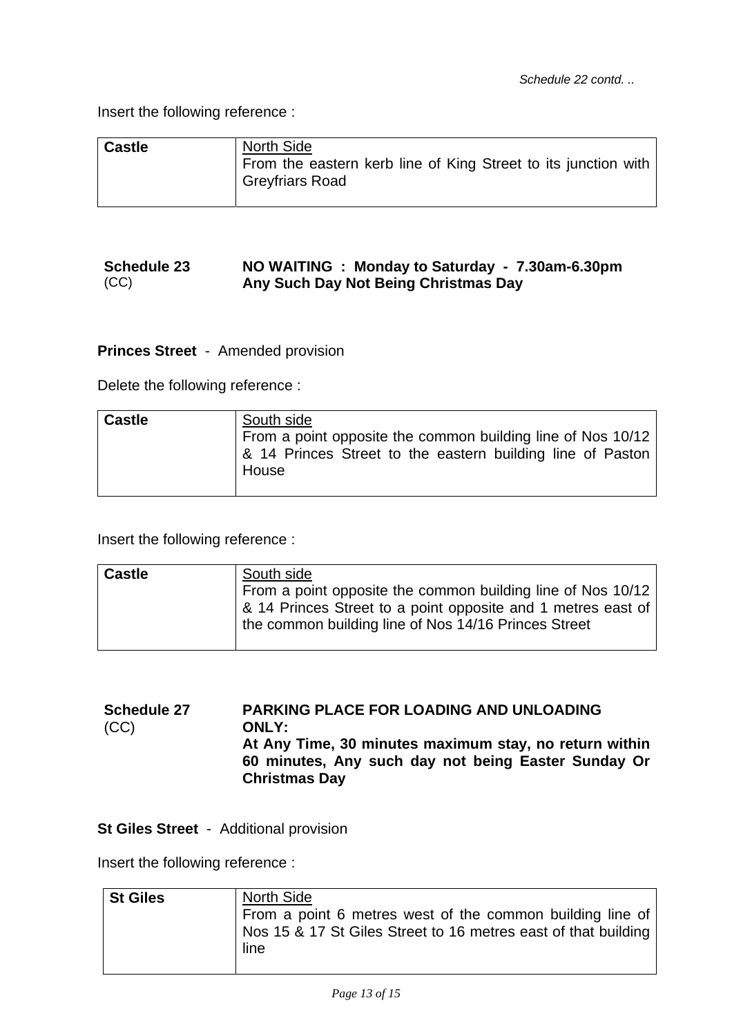*Schedule 22 contd. ..*

Insert the following reference :

| **Castle** | North Side<br>From the eastern kerb line of King Street to its junction with Greyfriars Road |
|---|---|

| **Schedule 23** (CC) | **NO WAITING : Monday to Saturday - 7.30am-6.30pm Any Such Day Not Being Christmas Day** |
|---|---|

**Princes Street** - Amended provision

Delete the following reference :

| **Castle** | South side<br>From a point opposite the common building line of Nos 10/12 & 14 Princes Street to the eastern building line of Paston House |
|---|---|

Insert the following reference :

| **Castle** | South side<br>From a point opposite the common building line of Nos 10/12 & 14 Princes Street to a point opposite and 1 metres east of the common building line of Nos 14/16 Princes Street |
|---|---|

| **Schedule 27** (CC) | **PARKING PLACE FOR LOADING AND UNLOADING ONLY:**<br>**At Any Time, 30 minutes maximum stay, no return within 60 minutes, Any such day not being Easter Sunday Or Christmas Day** |
|---|---|

**St Giles Street** - Additional provision

Insert the following reference :

| **St Giles** | North Side<br>From a point 6 metres west of the common building line of Nos 15 & 17 St Giles Street to 16 metres east of that building line |
|---|---|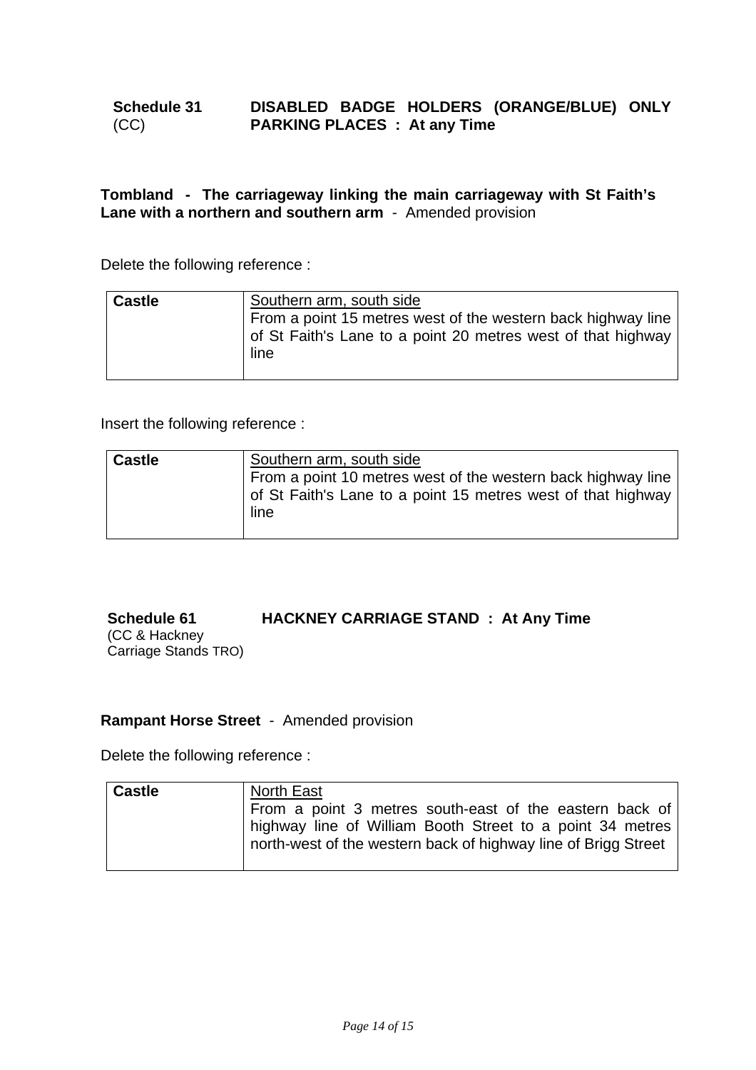**Schedule 31** (CC) **DISABLED BADGE HOLDERS (ORANGE/BLUE) ONLY PARKING PLACES : At any Time**

**Tombland - The carriageway linking the main carriageway with St Faith's Lane with a northern and southern arm** - Amended provision

Delete the following reference :

| Castle | Southern arm, south side<br>From a point 15 metres west of the western back highway line of St Faith's Lane to a point 20 metres west of that highway line |
|---|---|

Insert the following reference :

| Castle | Southern arm, south side<br>From a point 10 metres west of the western back highway line of St Faith's Lane to a point 15 metres west of that highway line |
|---|---|

**Schedule 61** (CC & Hackney Carriage Stands TRO) **HACKNEY CARRIAGE STAND : At Any Time**

**Rampant Horse Street** - Amended provision

Delete the following reference :

| Castle | North East<br>From a point 3 metres south-east of the eastern back of highway line of William Booth Street to a point 34 metres north-west of the western back of highway line of Brigg Street |
|---|---|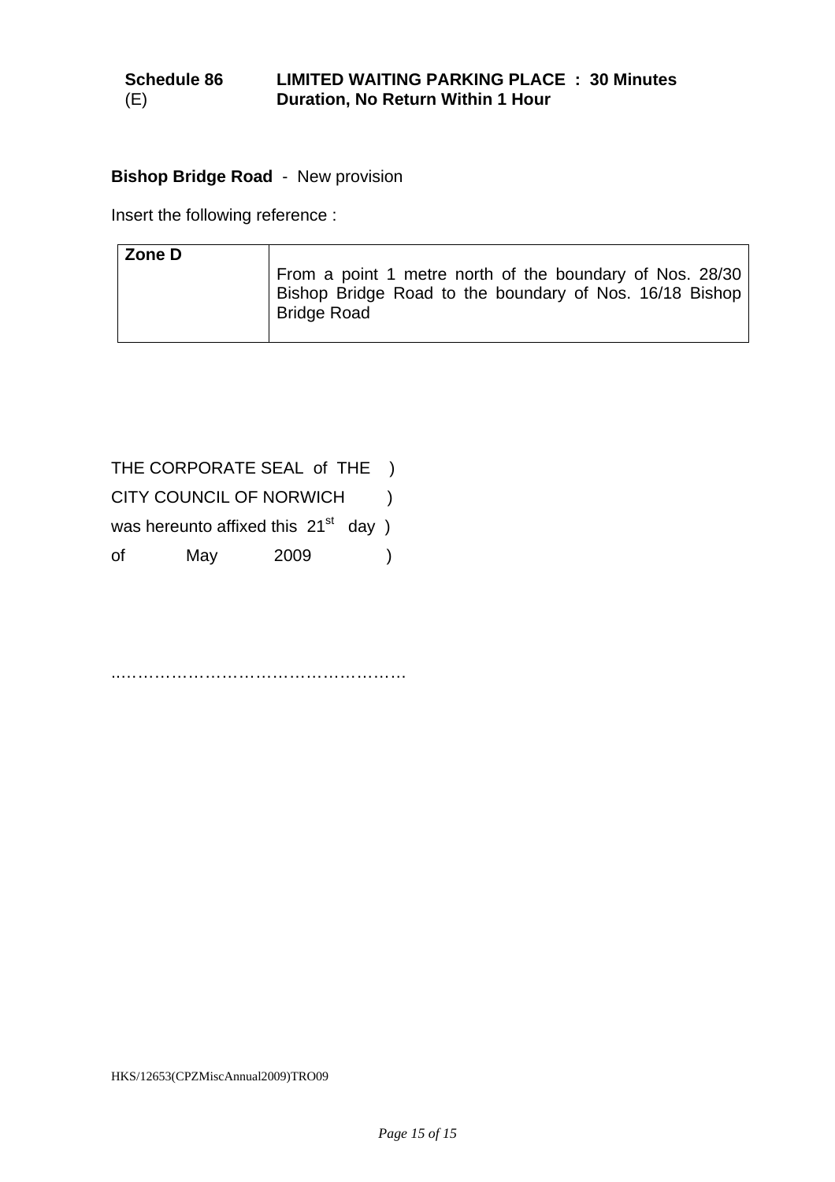**Schedule 86** (E) **LIMITED WAITING PARKING PLACE : 30 Minutes Duration, No Return Within 1 Hour**

**Bishop Bridge Road** - New provision

Insert the following reference :

| | |
|---|---|
| **Zone D** | From a point 1 metre north of the boundary of Nos. 28/30 Bishop Bridge Road to the boundary of Nos. 16/18 Bishop Bridge Road |

THE CORPORATE SEAL of THE )
CITY COUNCIL OF NORWICH )
was hereunto affixed this 21st day )
of May 2009 )

……………………………………………

HKS/12653(CPZMiscAnnual2009)TRO09